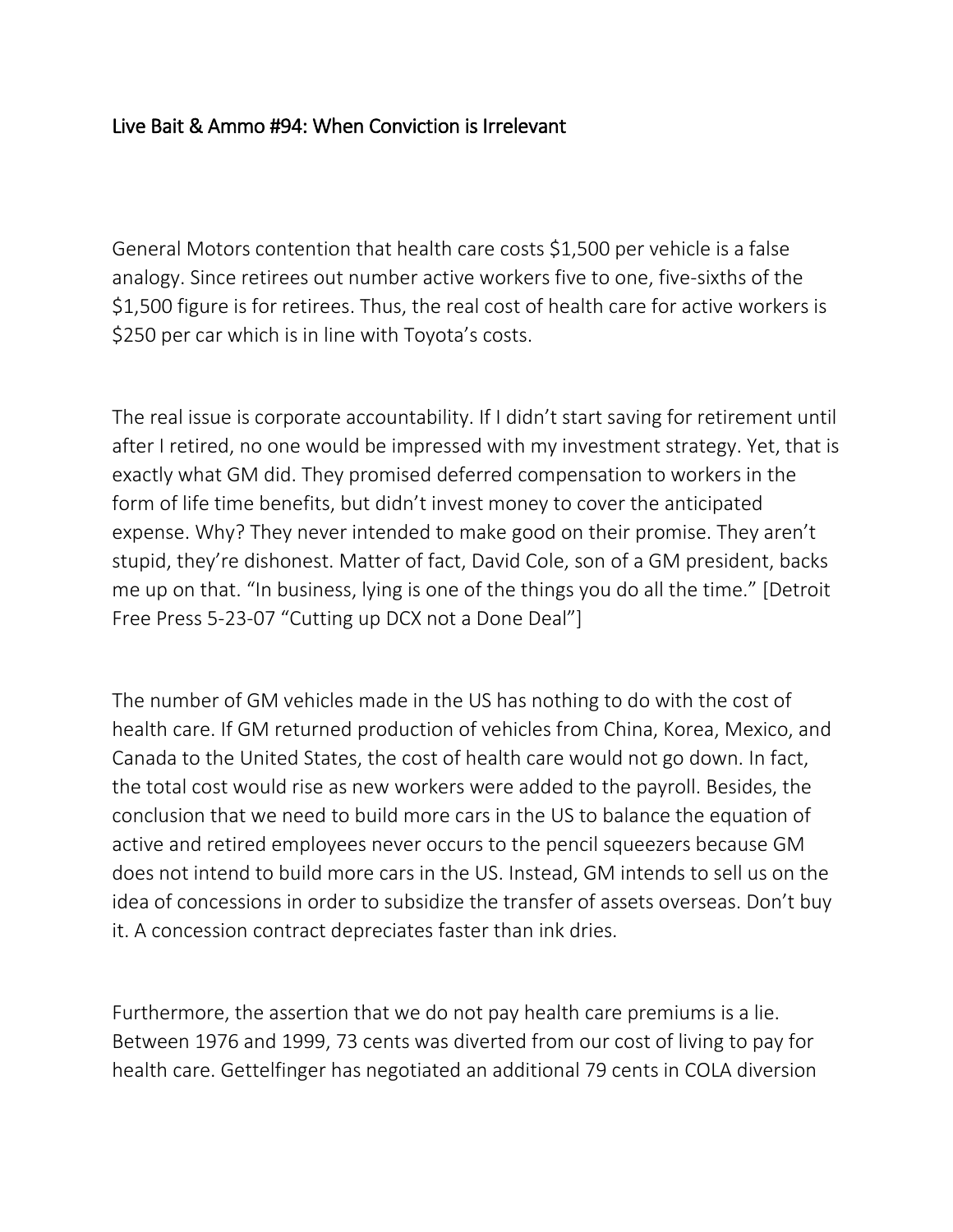# Live Bait & Ammo #94: When Conviction is Irrelevant

General Motors contention that health care costs $1,500 per vehicle is a false analogy. Since retirees out number active workers five to one, five-sixths of the $1,500 figure is for retirees. Thus, the real cost of health care for active workers is $250 per car which is in line with Toyota's costs.

The real issue is corporate accountability. If I didn't start saving for retirement until after I retired, no one would be impressed with my investment strategy. Yet, that is exactly what GM did. They promised deferred compensation to workers in the form of life time benefits, but didn't invest money to cover the anticipated expense. Why? They never intended to make good on their promise. They aren't stupid, they're dishonest. Matter of fact, David Cole, son of a GM president, backs me up on that. "In business, lying is one of the things you do all the time." [Detroit Free Press 5-23-07 "Cutting up DCX not a Done Deal"]

The number of GM vehicles made in the US has nothing to do with the cost of health care. If GM returned production of vehicles from China, Korea, Mexico, and Canada to the United States, the cost of health care would not go down. In fact, the total cost would rise as new workers were added to the payroll. Besides, the conclusion that we need to build more cars in the US to balance the equation of active and retired employees never occurs to the pencil squeezers because GM does not intend to build more cars in the US. Instead, GM intends to sell us on the idea of concessions in order to subsidize the transfer of assets overseas. Don't buy it. A concession contract depreciates faster than ink dries.

Furthermore, the assertion that we do not pay health care premiums is a lie. Between 1976 and 1999, 73 cents was diverted from our cost of living to pay for health care. Gettelfinger has negotiated an additional 79 cents in COLA diversion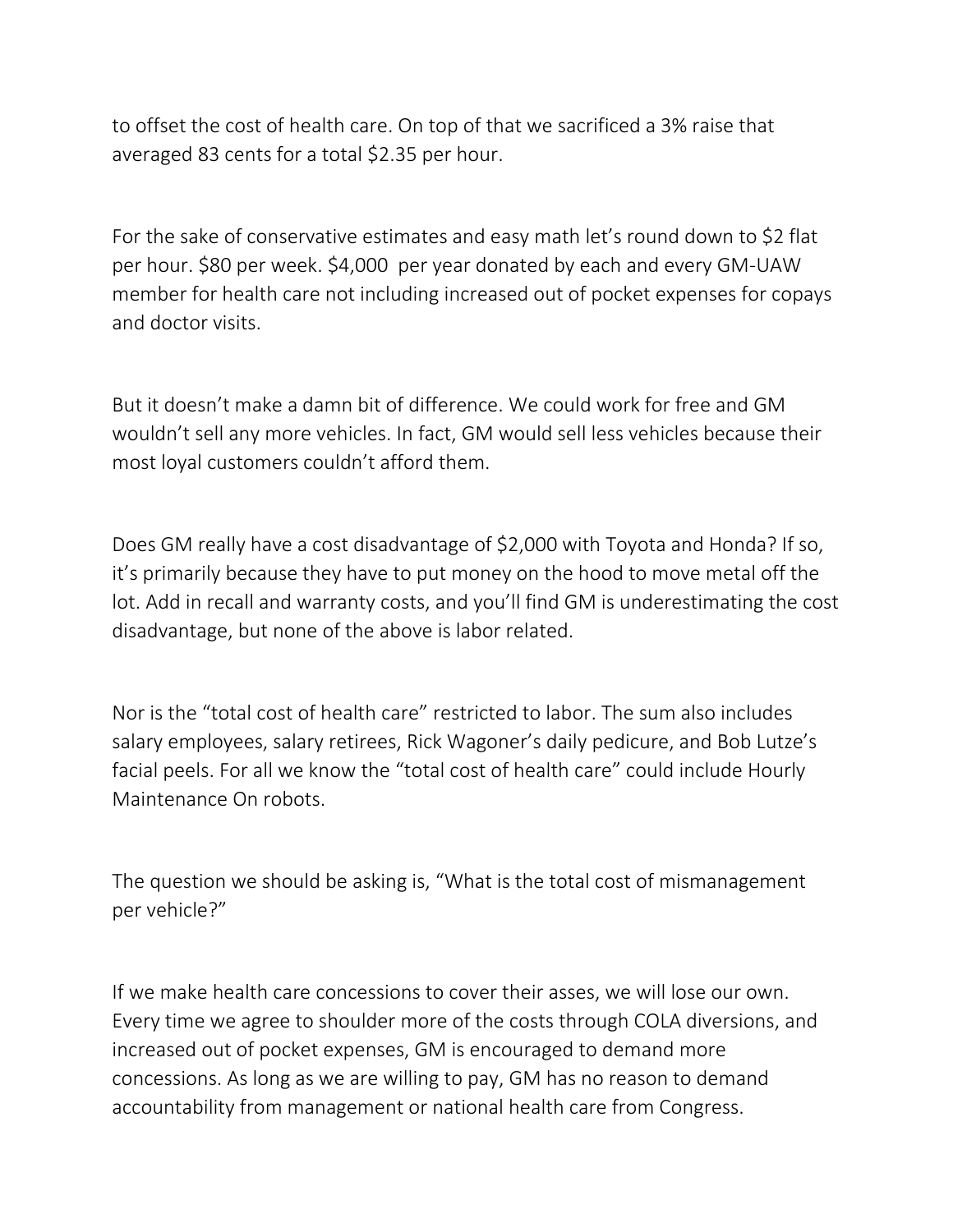to offset the cost of health care. On top of that we sacrificed a 3% raise that averaged 83 cents for a total $2.35 per hour.

For the sake of conservative estimates and easy math let's round down to $2 flat per hour. $80 per week. $4,000 per year donated by each and every GM-UAW member for health care not including increased out of pocket expenses for copays and doctor visits.

But it doesn't make a damn bit of difference. We could work for free and GM wouldn't sell any more vehicles. In fact, GM would sell less vehicles because their most loyal customers couldn't afford them.

Does GM really have a cost disadvantage of $2,000 with Toyota and Honda? If so, it's primarily because they have to put money on the hood to move metal off the lot. Add in recall and warranty costs, and you'll find GM is underestimating the cost disadvantage, but none of the above is labor related.

Nor is the "total cost of health care" restricted to labor. The sum also includes salary employees, salary retirees, Rick Wagoner's daily pedicure, and Bob Lutze's facial peels. For all we know the "total cost of health care" could include Hourly Maintenance On robots.

The question we should be asking is, "What is the total cost of mismanagement per vehicle?"

If we make health care concessions to cover their asses, we will lose our own. Every time we agree to shoulder more of the costs through COLA diversions, and increased out of pocket expenses, GM is encouraged to demand more concessions. As long as we are willing to pay, GM has no reason to demand accountability from management or national health care from Congress.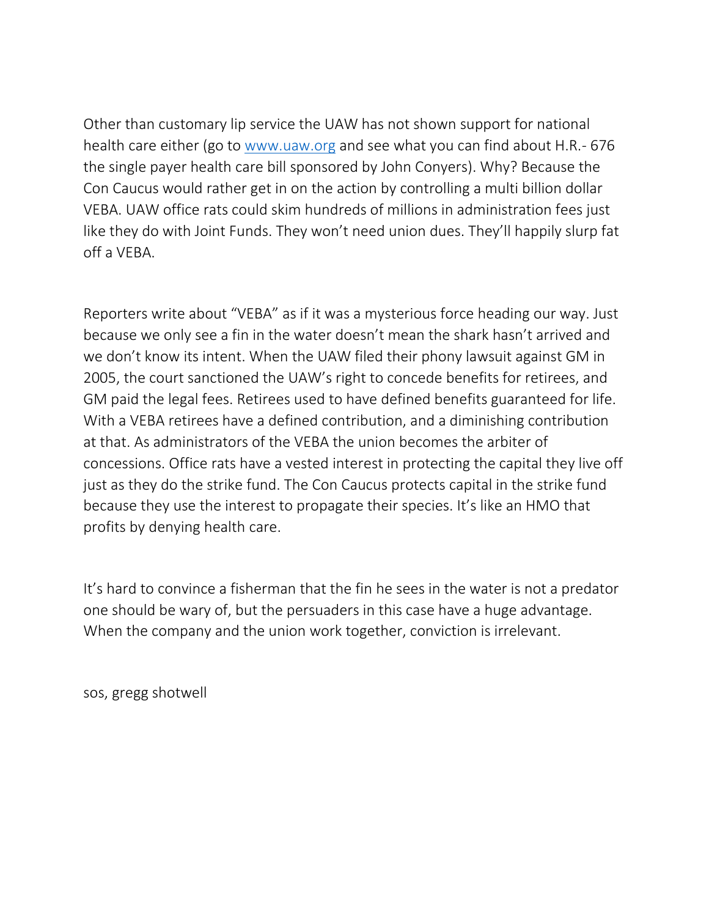Other than customary lip service the UAW has not shown support for national health care either (go to [www.uaw.org](http://www.uaw.org) and see what you can find about H.R.- 676 the single payer health care bill sponsored by John Conyers). Why? Because the Con Caucus would rather get in on the action by controlling a multi billion dollar VEBA. UAW office rats could skim hundreds of millions in administration fees just like they do with Joint Funds. They won't need union dues. They'll happily slurp fat off a VEBA.

Reporters write about "VEBA" as if it was a mysterious force heading our way. Just because we only see a fin in the water doesn't mean the shark hasn't arrived and we don't know its intent. When the UAW filed their phony lawsuit against GM in 2005, the court sanctioned the UAW's right to concede benefits for retirees, and GM paid the legal fees. Retirees used to have defined benefits guaranteed for life. With a VEBA retirees have a defined contribution, and a diminishing contribution at that. As administrators of the VEBA the union becomes the arbiter of concessions. Office rats have a vested interest in protecting the capital they live off just as they do the strike fund. The Con Caucus protects capital in the strike fund because they use the interest to propagate their species. It's like an HMO that profits by denying health care.

It's hard to convince a fisherman that the fin he sees in the water is not a predator one should be wary of, but the persuaders in this case have a huge advantage. When the company and the union work together, conviction is irrelevant.

sos, gregg shotwell